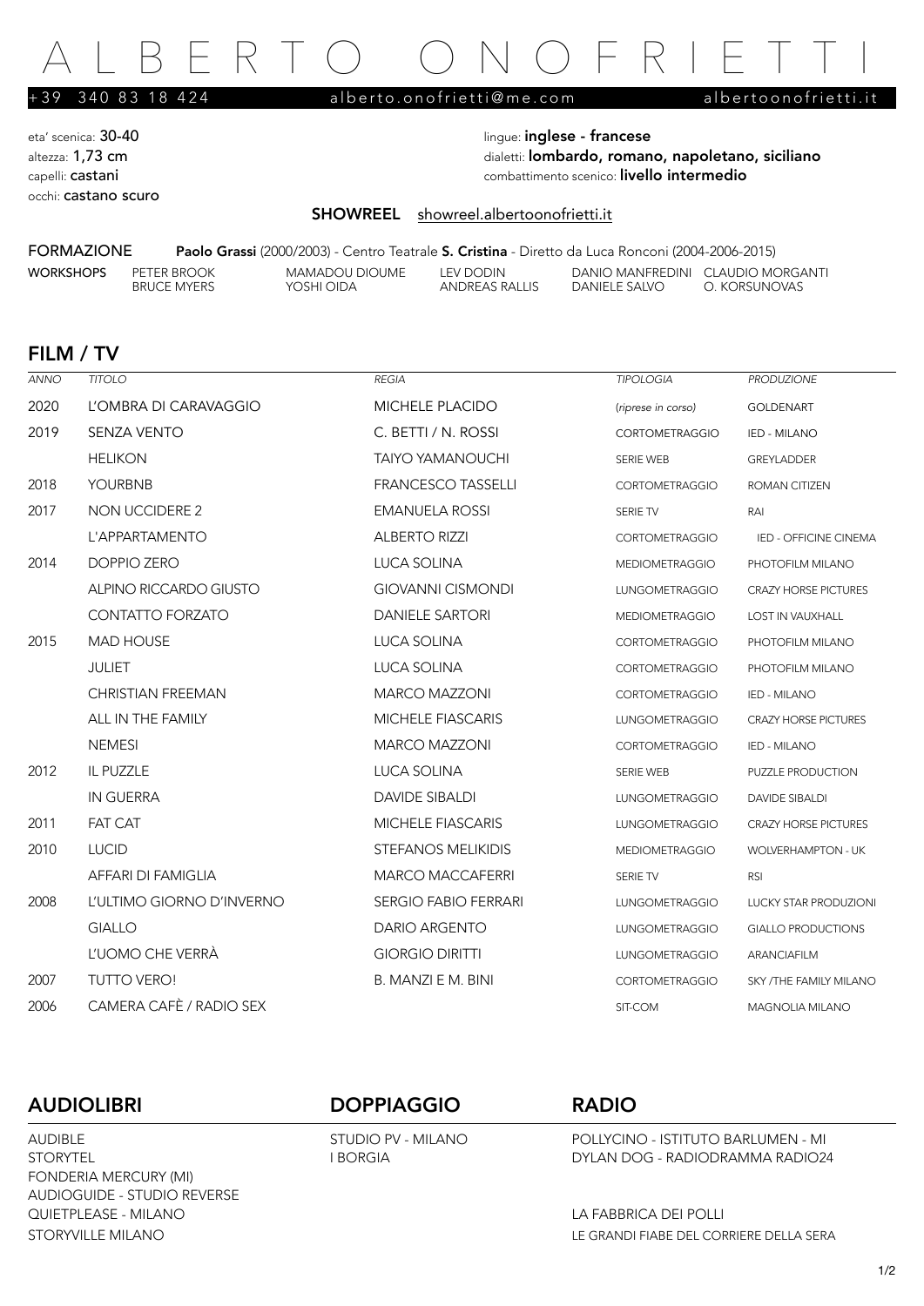# ALBERTO ONOFRIETTI

+39 340 83 18 424 alberto.onofrietti@me.com albertoonofrietti.it

eta' scenica: **30-40**
altezza: **1,73 cm**
capelli: **castani**
occhi: **castano scuro**

lingue: **inglese - francese**
dialetti: **lombardo, romano, napoletano, siciliano**
combattimento scenico: **livello intermedio**

**SHOWREEL** showreel.albertoonofrietti.it

**FORMAZIONE** **Paolo Grassi** (2000/2003) - Centro Teatrale **S. Cristina** - Diretto da Luca Ronconi (2004-2006-2015)

**WORKSHOPS** PETER BROOK, BRUCE MYERS, MAMADOU DIOUME, YOSHI OIDA, LEV DODIN, ANDREAS RALLIS, DANIO MANFREDINI, DANIELE SALVO, CLAUDIO MORGANTI, O. KORSUNOVAS

## FILM / TV

| *ANNO* | *TITOLO* | *REGIA* | *TIPOLOGIA* | *PRODUZIONE* |
|---|---|---|---|---|
| 2020 | L'OMBRA DI CARAVAGGIO | MICHELE PLACIDO | (*riprese in corso*) | GOLDENART |
| 2019 | SENZA VENTO | C. BETTI / N. ROSSI | CORTOMETRAGGIO | IED - MILANO |
| | HELIKON | TAIYO YAMANOUCHI | SERIE WEB | GREYLADDER |
| 2018 | YOURBNB | FRANCESCO TASSELLI | CORTOMETRAGGIO | ROMAN CITIZEN |
| 2017 | NON UCCIDERE 2 | EMANUELA ROSSI | SERIE TV | RAI |
| | L'APPARTAMENTO | ALBERTO RIZZI | CORTOMETRAGGIO | IED - OFFICINE CINEMA |
| 2014 | DOPPIO ZERO | LUCA SOLINA | MEDIOMETRAGGIO | PHOTOFILM MILANO |
| | ALPINO RICCARDO GIUSTO | GIOVANNI CISMONDI | LUNGOMETRAGGIO | CRAZY HORSE PICTURES |
| | CONTATTO FORZATO | DANIELE SARTORI | MEDIOMETRAGGIO | LOST IN VAUXHALL |
| 2015 | MAD HOUSE | LUCA SOLINA | CORTOMETRAGGIO | PHOTOFILM MILANO |
| | JULIET | LUCA SOLINA | CORTOMETRAGGIO | PHOTOFILM MILANO |
| | CHRISTIAN FREEMAN | MARCO MAZZONI | CORTOMETRAGGIO | IED - MILANO |
| | ALL IN THE FAMILY | MICHELE FIASCARIS | LUNGOMETRAGGIO | CRAZY HORSE PICTURES |
| | NEMESI | MARCO MAZZONI | CORTOMETRAGGIO | IED - MILANO |
| 2012 | IL PUZZLE | LUCA SOLINA | SERIE WEB | PUZZLE PRODUCTION |
| | IN GUERRA | DAVIDE SIBALDI | LUNGOMETRAGGIO | DAVIDE SIBALDI |
| 2011 | FAT CAT | MICHELE FIASCARIS | LUNGOMETRAGGIO | CRAZY HORSE PICTURES |
| 2010 | LUCID | STEFANOS MELIKIDIS | MEDIOMETRAGGIO | WOLVERHAMPTON - UK |
| | AFFARI DI FAMIGLIA | MARCO MACCAFERRI | SERIE TV | RSI |
| 2008 | L'ULTIMO GIORNO D'INVERNO | SERGIO FABIO FERRARI | LUNGOMETRAGGIO | LUCKY STAR PRODUZIONI |
| | GIALLO | DARIO ARGENTO | LUNGOMETRAGGIO | GIALLO PRODUCTIONS |
| | L'UOMO CHE VERRÀ | GIORGIO DIRITTI | LUNGOMETRAGGIO | ARANCIAFILM |
| 2007 | TUTTO VERO! | B. MANZI E M. BINI | CORTOMETRAGGIO | SKY /THE FAMILY MILANO |
| 2006 | CAMERA CAFÈ / RADIO SEX | | SIT-COM | MAGNOLIA MILANO |

## AUDIOLIBRI

AUDIBLE
STORYTEL
FONDERIA MERCURY (MI)
AUDIOGUIDE - STUDIO REVERSE
QUIETPLEASE - MILANO
STORYVILLE MILANO

## DOPPIAGGIO

STUDIO PV - MILANO
I BORGIA

## RADIO

POLLYCINO - ISTITUTO BARLUMEN - MI
DYLAN DOG - RADIODRAMMA RADIO24

LA FABBRICA DEI POLLI
LE GRANDI FIABE DEL CORRIERE DELLA SERA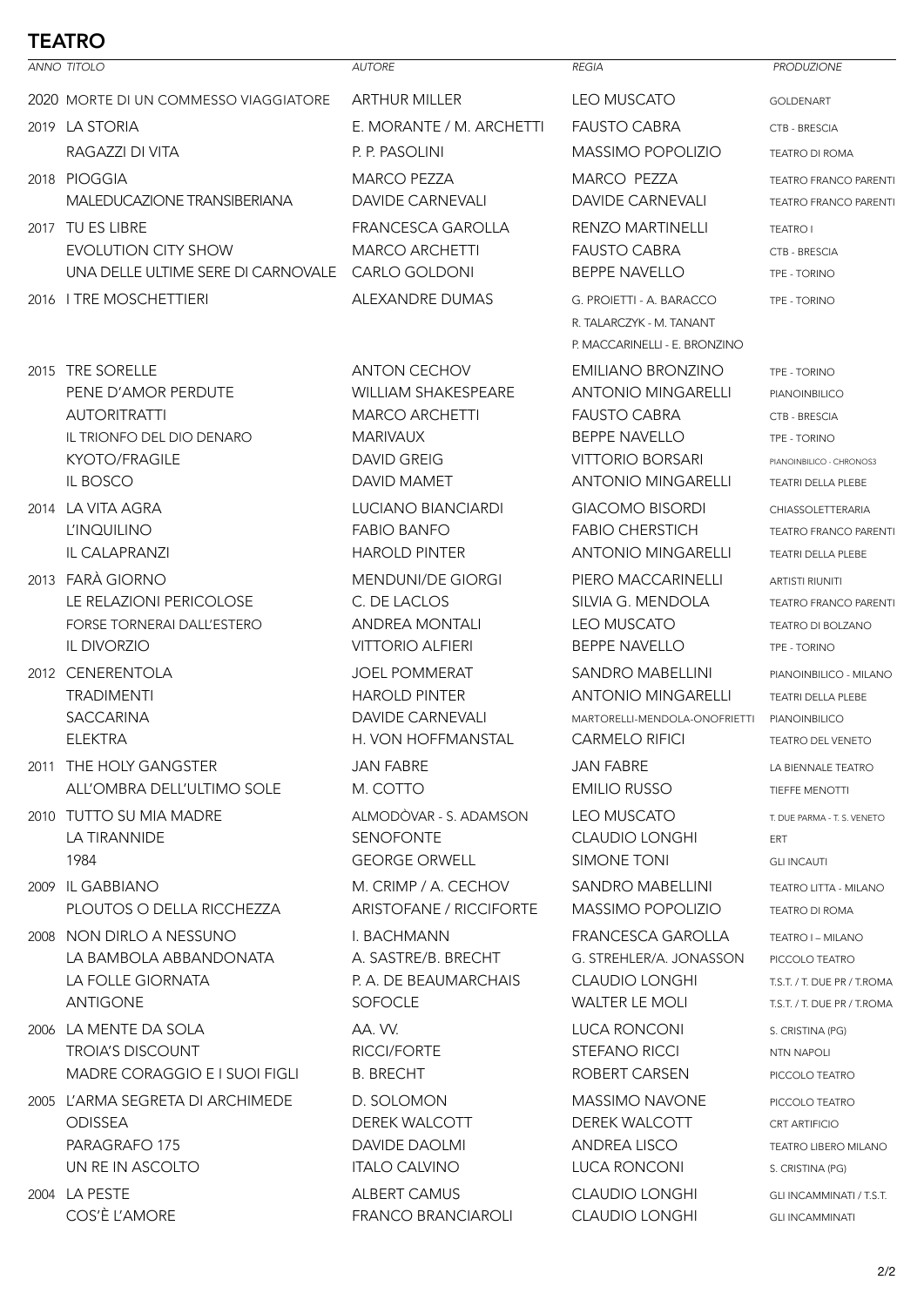## TEATRO

| ANNO | TITOLO | AUTORE | REGIA | PRODUZIONE |
|---|---|---|---|---|
| 2020 | MORTE DI UN COMMESSO VIAGGIATORE | ARTHUR MILLER | LEO MUSCATO | GOLDENART |
| 2019 | LA STORIA | E. MORANTE / M. ARCHETTI | FAUSTO CABRA | CTB - BRESCIA |
| | RAGAZZI DI VITA | P. P. PASOLINI | MASSIMO POPOLIZIO | TEATRO DI ROMA |
| 2018 | PIOGGIA | MARCO PEZZA | MARCO PEZZA | TEATRO FRANCO PARENTI |
| | MALEDUCAZIONE TRANSIBERIANA | DAVIDE CARNEVALI | DAVIDE CARNEVALI | TEATRO FRANCO PARENTI |
| 2017 | TU ES LIBRE | FRANCESCA GAROLLA | RENZO MARTINELLI | TEATRO I |
| | EVOLUTION CITY SHOW | MARCO ARCHETTI | FAUSTO CABRA | CTB - BRESCIA |
| | UNA DELLE ULTIME SERE DI CARNOVALE | CARLO GOLDONI | BEPPE NAVELLO | TPE - TORINO |
| 2016 | I TRE MOSCHETTIERI | ALEXANDRE DUMAS | G. PROIETTI - A. BARACCO<br>R. TALARCZYK - M. TANANT<br>P. MACCARINELLI - E. BRONZINO | TPE - TORINO |
| 2015 | TRE SORELLE | ANTON CECHOV | EMILIANO BRONZINO | TPE - TORINO |
| | PENE D'AMOR PERDUTE | WILLIAM SHAKESPEARE | ANTONIO MINGARELLI | PIANOINBILICO |
| | AUTORITRATTI | MARCO ARCHETTI | FAUSTO CABRA | CTB - BRESCIA |
| | IL TRIONFO DEL DIO DENARO | MARIVAUX | BEPPE NAVELLO | TPE - TORINO |
| | KYOTO/FRAGILE | DAVID GREIG | VITTORIO BORSARI | PIANOINBILICO - CHRONOS3 |
| | IL BOSCO | DAVID MAMET | ANTONIO MINGARELLI | TEATRI DELLA PLEBE |
| 2014 | LA VITA AGRA | LUCIANO BIANCIARDI | GIACOMO BISORDI | CHIASSOLETTERARIA |
| | L'INQUILINO | FABIO BANFO | FABIO CHERSTICH | TEATRO FRANCO PARENTI |
| | IL CALAPRANZI | HAROLD PINTER | ANTONIO MINGARELLI | TEATRI DELLA PLEBE |
| 2013 | FARÀ GIORNO | MENDUNI/DE GIORGI | PIERO MACCARINELLI | ARTISTI RIUNITI |
| | LE RELAZIONI PERICOLOSE | C. DE LACLOS | SILVIA G. MENDOLA | TEATRO FRANCO PARENTI |
| | FORSE TORNERAI DALL'ESTERO | ANDREA MONTALI | LEO MUSCATO | TEATRO DI BOLZANO |
| | IL DIVORZIO | VITTORIO ALFIERI | BEPPE NAVELLO | TPE - TORINO |
| 2012 | CENERENTOLA | JOEL POMMERAT | SANDRO MABELLINI | PIANOINBILICO - MILANO |
| | TRADIMENTI | HAROLD PINTER | ANTONIO MINGARELLI | TEATRI DELLA PLEBE |
| | SACCARINA | DAVIDE CARNEVALI | MARTORELLI-MENDOLA-ONOFRIETTI | PIANOINBILICO |
| | ELEKTRA | H. VON HOFFMANSTAL | CARMELO RIFICI | TEATRO DEL VENETO |
| 2011 | THE HOLY GANGSTER | JAN FABRE | JAN FABRE | LA BIENNALE TEATRO |
| | ALL'OMBRA DELL'ULTIMO SOLE | M. COTTO | EMILIO RUSSO | TIEFFE MENOTTI |
| 2010 | TUTTO SU MIA MADRE | ALMODÒVAR - S. ADAMSON | LEO MUSCATO | T. DUE PARMA - T. S. VENETO |
| | LA TIRANNIDE | SENOFONTE | CLAUDIO LONGHI | ERT |
| | 1984 | GEORGE ORWELL | SIMONE TONI | GLI INCAUTI |
| 2009 | IL GABBIANO | M. CRIMP / A. CECHOV | SANDRO MABELLINI | TEATRO LITTA - MILANO |
| | PLOUTOS O DELLA RICCHEZZA | ARISTOFANE / RICCIFORTE | MASSIMO POPOLIZIO | TEATRO DI ROMA |
| 2008 | NON DIRLO A NESSUNO | I. BACHMANN | FRANCESCA GAROLLA | TEATRO I – MILANO |
| | LA BAMBOLA ABBANDONATA | A. SASTRE/B. BRECHT | G. STREHLER/A. JONASSON | PICCOLO TEATRO |
| | LA FOLLE GIORNATA | P. A. DE BEAUMARCHAIS | CLAUDIO LONGHI | T.S.T. / T. DUE PR / T.ROMA |
| | ANTIGONE | SOFOCLE | WALTER LE MOLI | T.S.T. / T. DUE PR / T.ROMA |
| 2006 | LA MENTE DA SOLA | AA. VV. | LUCA RONCONI | S. CRISTINA (PG) |
| | TROIA'S DISCOUNT | RICCI/FORTE | STEFANO RICCI | NTN NAPOLI |
| | MADRE CORAGGIO E I SUOI FIGLI | B. BRECHT | ROBERT CARSEN | PICCOLO TEATRO |
| 2005 | L'ARMA SEGRETA DI ARCHIMEDE | D. SOLOMON | MASSIMO NAVONE | PICCOLO TEATRO |
| | ODISSEA | DEREK WALCOTT | DEREK WALCOTT | CRT ARTIFICIO |
| | PARAGRAFO 175 | DAVIDE DAOLMI | ANDREA LISCO | TEATRO LIBERO MILANO |
| | UN RE IN ASCOLTO | ITALO CALVINO | LUCA RONCONI | S. CRISTINA (PG) |
| 2004 | LA PESTE | ALBERT CAMUS | CLAUDIO LONGHI | GLI INCAMMINATI / T.S.T. |
| | COS'È L'AMORE | FRANCO BRANCIAROLI | CLAUDIO LONGHI | GLI INCAMMINATI |